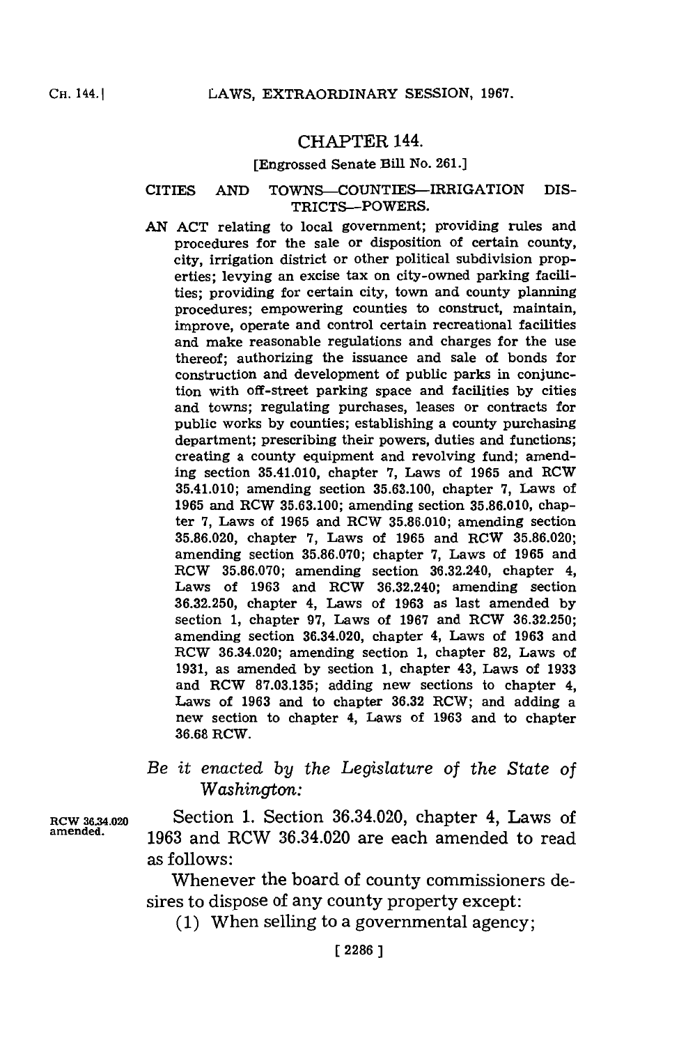# CHAPTER 144.

[Engrossed Senate Bill No. 261.]

## CITIES AND TOWNS—COUNTIES—IRRIGATION DISTRICTS—POWERS.

AN ACT relating to local government; providing rules and procedures for the sale or disposition of certain county, city, irrigation district or other political subdivision properties; levying an excise tax on city-owned parking facilities; providing for certain city, town and county planning procedures; empowering counties to construct, maintain, improve, operate and control certain recreational facilities and make reasonable regulations and charges for the use thereof; authorizing the issuance and sale of bonds for construction and development of public parks in conjunction with off-street parking space and facilities by cities and towns; regulating purchases, leases or contracts for public works by counties; establishing a county purchasing department; prescribing their powers, duties and functions; creating a county equipment and revolving fund; amending section 35.41.010, chapter 7, Laws of 1965 and RCW 35.41.010; amending section 35.63.100, chapter 7, Laws of 1965 and RCW 35.63.100; amending section 35.86.010, chapter 7, Laws of 1965 and RCW 35.86.010; amending section 35.86.020, chapter 7, Laws of 1965 and RCW 35.86.020; amending section 35.86.070; chapter 7, Laws of 1965 and RCW 35.86.070; amending section 36.32.240, chapter 4, Laws of 1963 and RCW 36.32.240; amending section 36.32.250, chapter 4, Laws of 1963 as last amended by section 1, chapter 97, Laws of 1967 and RCW 36.32.250; amending section 36.34.020, chapter 4, Laws of 1963 and RCW 36.34.020; amending section 1, chapter 82, Laws of 1931, as amended by section 1, chapter 43, Laws of 1933 and RCW 87.03.135; adding new sections to chapter 4, Laws of 1963 and to chapter 36.32 RCW; and adding a new section to chapter 4, Laws of 1963 and to chapter 36.68 RCW.

*Be it enacted by the Legislature of the State of Washington:*

RCW 36.34.020 amended.

Section 1. Section 36.34.020, chapter 4, Laws of 1963 and RCW 36.34.020 are each amended to read as follows:

Whenever the board of county commissioners desires to dispose of any county property except:

(1) When selling to a governmental agency;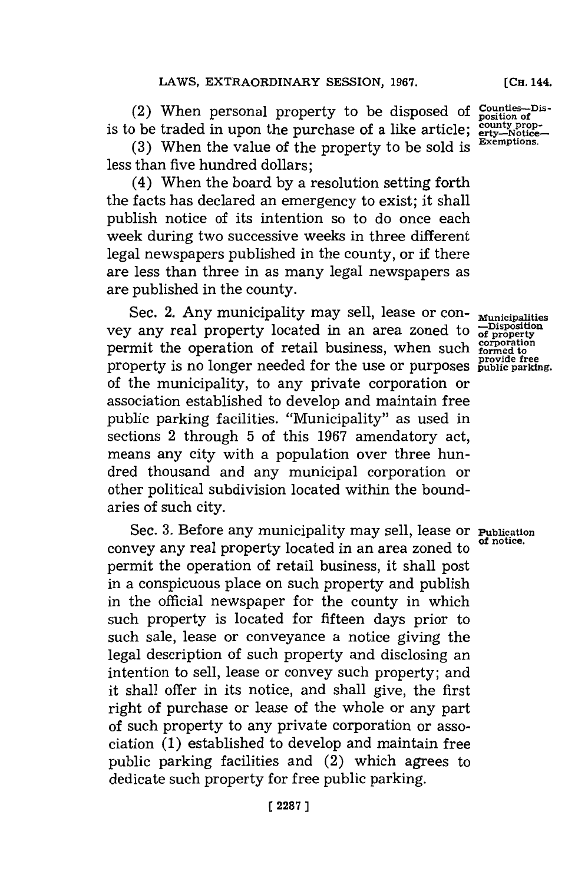(2) When personal property to be disposed of is to be traded in upon the purchase of a like article;

(3) When the value of the property to be sold is less than five hundred dollars;

(4) When the board by a resolution setting forth the facts has declared an emergency to exist; it shall publish notice of its intention so to do once each week during two successive weeks in three different legal newspapers published in the county, or if there are less than three in as many legal newspapers as are published in the county.

Counties—Disposition of county property—Notice—Exemptions.

Sec. 2. Any municipality may sell, lease or convey any real property located in an area zoned to permit the operation of retail business, when such property is no longer needed for the use or purposes of the municipality, to any private corporation or association established to develop and maintain free public parking facilities. "Municipality" as used in sections 2 through 5 of this 1967 amendatory act, means any city with a population over three hundred thousand and any municipal corporation or other political subdivision located within the boundaries of such city.

Municipalities—Disposition of property corporation formed to provide free public parking.

Sec. 3. Before any municipality may sell, lease or convey any real property located in an area zoned to permit the operation of retail business, it shall post in a conspicuous place on such property and publish in the official newspaper for the county in which such property is located for fifteen days prior to such sale, lease or conveyance a notice giving the legal description of such property and disclosing an intention to sell, lease or convey such property; and it shall offer in its notice, and shall give, the first right of purchase or lease of the whole or any part of such property to any private corporation or association (1) established to develop and maintain free public parking facilities and (2) which agrees to dedicate such property for free public parking.

Publication of notice.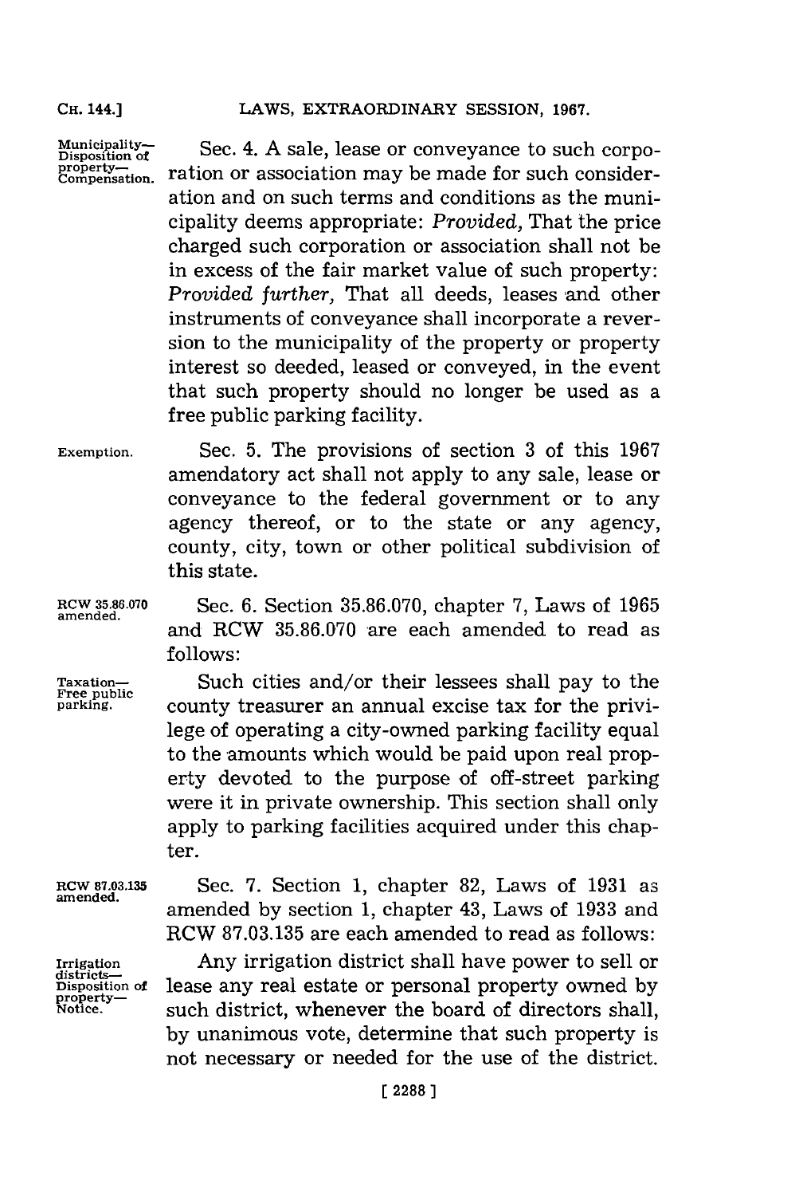Municipality—Disposition of property—Compensation.

Sec. 4. A sale, lease or conveyance to such corporation or association may be made for such consideration and on such terms and conditions as the municipality deems appropriate: *Provided,* That the price charged such corporation or association shall not be in excess of the fair market value of such property: *Provided further,* That all deeds, leases and other instruments of conveyance shall incorporate a reversion to the municipality of the property or property interest so deeded, leased or conveyed, in the event that such property should no longer be used as a free public parking facility.

Exemption.

Sec. 5. The provisions of section 3 of this 1967 amendatory act shall not apply to any sale, lease or conveyance to the federal government or to any agency thereof, or to the state or any agency, county, city, town or other political subdivision of this state.

RCW 35.86.070 amended.

Sec. 6. Section 35.86.070, chapter 7, Laws of 1965 and RCW 35.86.070 are each amended to read as follows:

Taxation—Free public parking.

Such cities and/or their lessees shall pay to the county treasurer an annual excise tax for the privilege of operating a city-owned parking facility equal to the amounts which would be paid upon real property devoted to the purpose of off-street parking were it in private ownership. This section shall only apply to parking facilities acquired under this chapter.

RCW 87.03.135 amended.

Sec. 7. Section 1, chapter 82, Laws of 1931 as amended by section 1, chapter 43, Laws of 1933 and RCW 87.03.135 are each amended to read as follows:

Irrigation districts—Disposition of property—Notice.

Any irrigation district shall have power to sell or lease any real estate or personal property owned by such district, whenever the board of directors shall, by unanimous vote, determine that such property is not necessary or needed for the use of the district.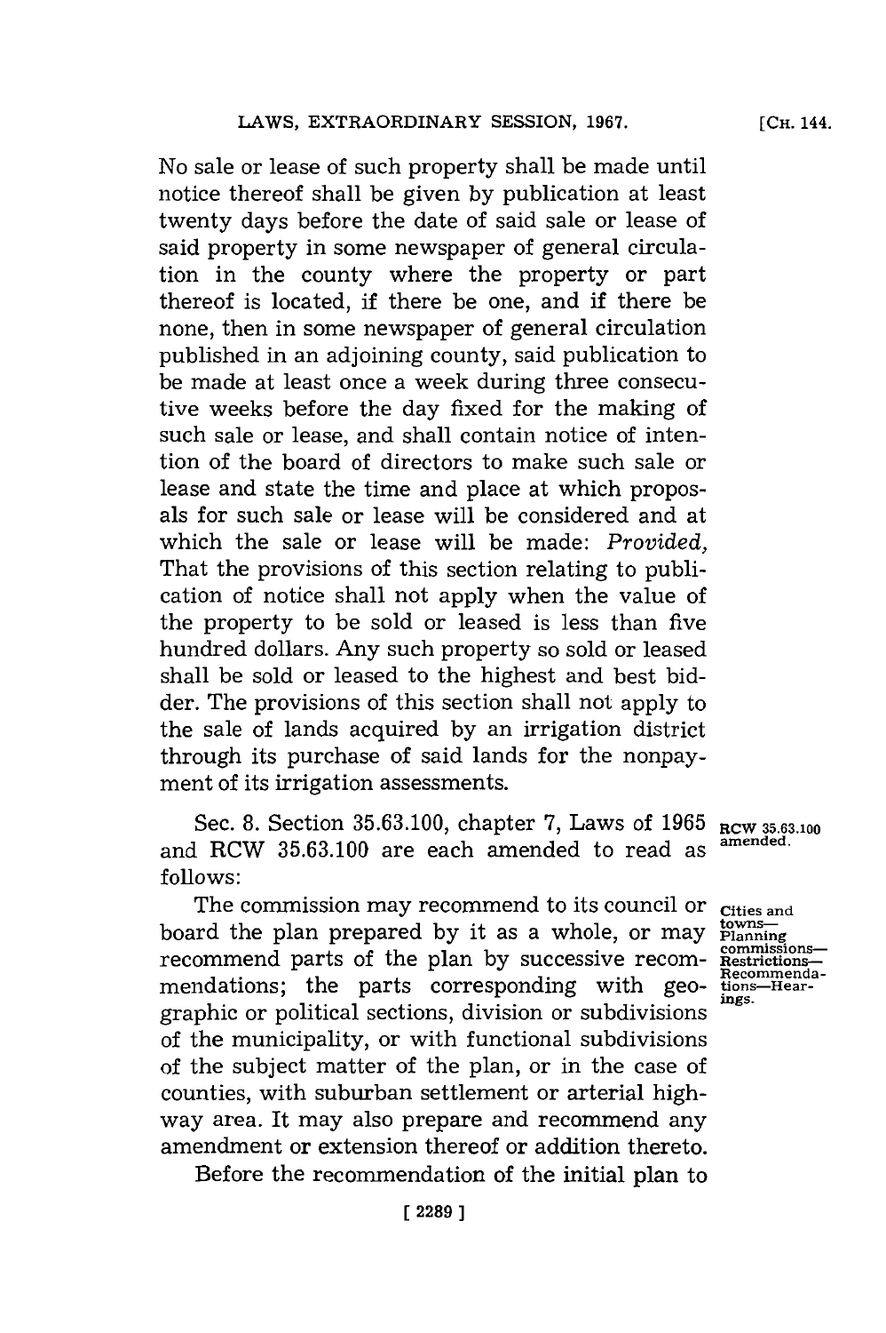No sale or lease of such property shall be made until notice thereof shall be given by publication at least twenty days before the date of said sale or lease of said property in some newspaper of general circulation in the county where the property or part thereof is located, if there be one, and if there be none, then in some newspaper of general circulation published in an adjoining county, said publication to be made at least once a week during three consecutive weeks before the day fixed for the making of such sale or lease, and shall contain notice of intention of the board of directors to make such sale or lease and state the time and place at which proposals for such sale or lease will be considered and at which the sale or lease will be made: *Provided,* That the provisions of this section relating to publication of notice shall not apply when the value of the property to be sold or leased is less than five hundred dollars. Any such property so sold or leased shall be sold or leased to the highest and best bidder. The provisions of this section shall not apply to the sale of lands acquired by an irrigation district through its purchase of said lands for the nonpayment of its irrigation assessments.

**RCW 35.63.100 amended.**

Sec. 8. Section 35.63.100, chapter 7, Laws of 1965 and RCW 35.63.100 are each amended to read as follows:

**Cities and towns—Planning commissions—Restrictions—Recommendations—Hearings.**

The commission may recommend to its council or board the plan prepared by it as a whole, or may recommend parts of the plan by successive recommendations; the parts corresponding with geographic or political sections, division or subdivisions of the municipality, or with functional subdivisions of the subject matter of the plan, or in the case of counties, with suburban settlement or arterial highway area. It may also prepare and recommend any amendment or extension thereof or addition thereto.

Before the recommendation of the initial plan to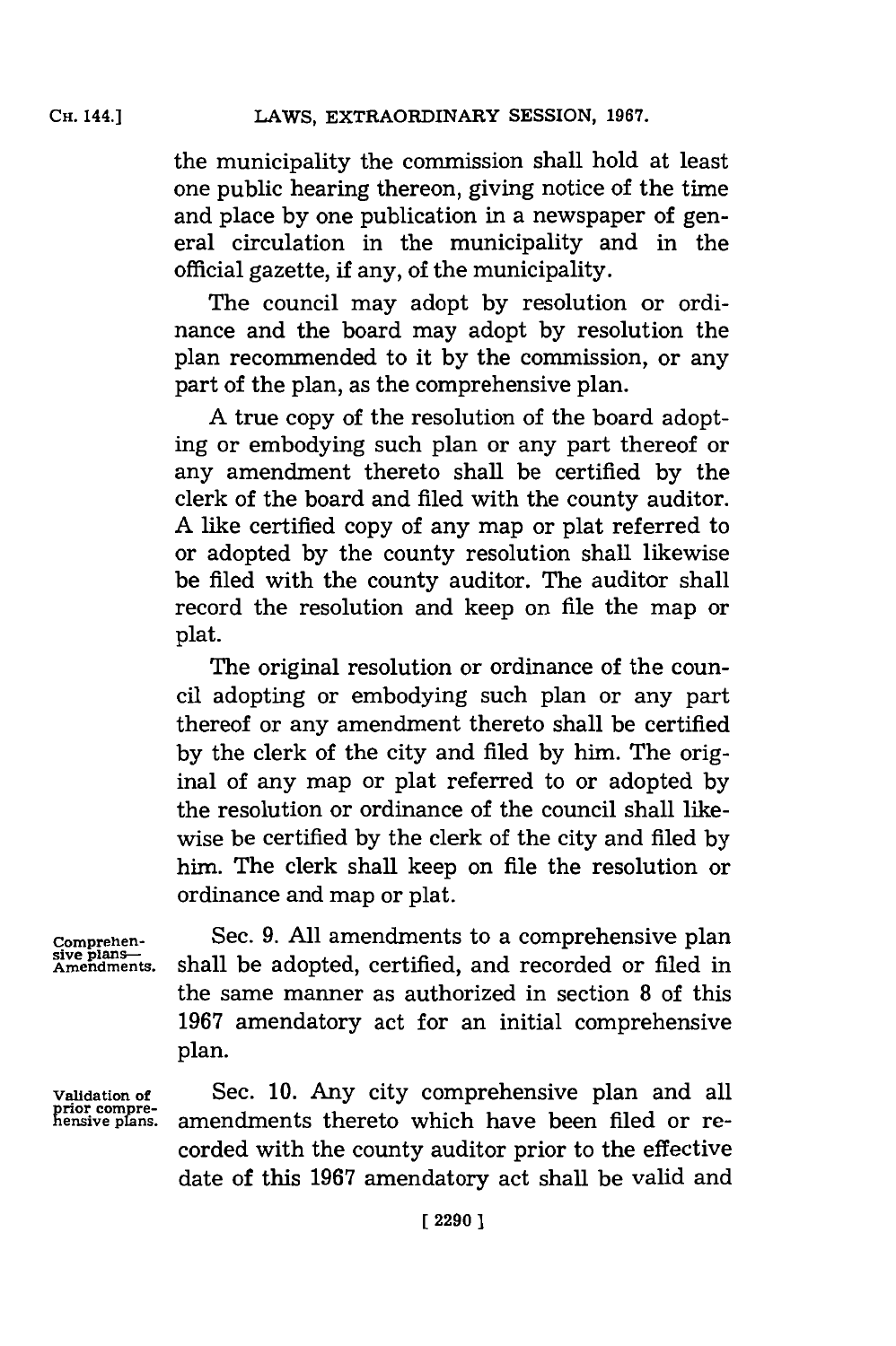the municipality the commission shall hold at least one public hearing thereon, giving notice of the time and place by one publication in a newspaper of general circulation in the municipality and in the official gazette, if any, of the municipality.

The council may adopt by resolution or ordinance and the board may adopt by resolution the plan recommended to it by the commission, or any part of the plan, as the comprehensive plan.

A true copy of the resolution of the board adopting or embodying such plan or any part thereof or any amendment thereto shall be certified by the clerk of the board and filed with the county auditor. A like certified copy of any map or plat referred to or adopted by the county resolution shall likewise be filed with the county auditor. The auditor shall record the resolution and keep on file the map or plat.

The original resolution or ordinance of the council adopting or embodying such plan or any part thereof or any amendment thereto shall be certified by the clerk of the city and filed by him. The original of any map or plat referred to or adopted by the resolution or ordinance of the council shall likewise be certified by the clerk of the city and filed by him. The clerk shall keep on file the resolution or ordinance and map or plat.

Comprehensive plans—Amendments.

Sec. 9. All amendments to a comprehensive plan shall be adopted, certified, and recorded or filed in the same manner as authorized in section 8 of this 1967 amendatory act for an initial comprehensive plan.

Validation of prior comprehensive plans.

Sec. 10. Any city comprehensive plan and all amendments thereto which have been filed or recorded with the county auditor prior to the effective date of this 1967 amendatory act shall be valid and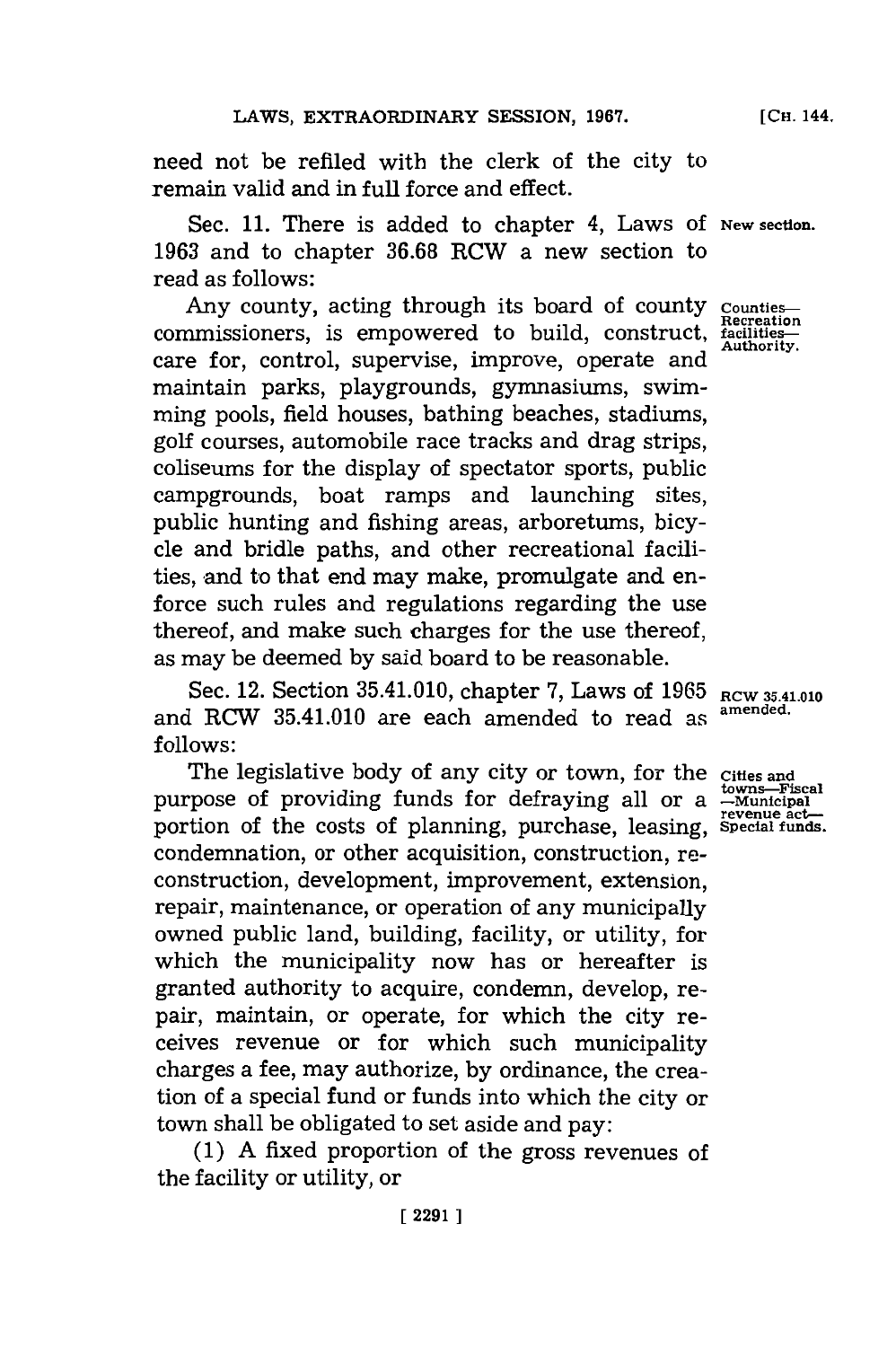need not be refiled with the clerk of the city to remain valid and in full force and effect.

Sec. 11. There is added to chapter 4, Laws of 1963 and to chapter 36.68 RCW a new section to read as follows: New section.

Counties—Recreation facilities—Authority.

Any county, acting through its board of county commissioners, is empowered to build, construct, care for, control, supervise, improve, operate and maintain parks, playgrounds, gymnasiums, swimming pools, field houses, bathing beaches, stadiums, golf courses, automobile race tracks and drag strips, coliseums for the display of spectator sports, public campgrounds, boat ramps and launching sites, public hunting and fishing areas, arboretums, bicycle and bridle paths, and other recreational facilities, and to that end may make, promulgate and enforce such rules and regulations regarding the use thereof, and make such charges for the use thereof, as may be deemed by said board to be reasonable.

Sec. 12. Section 35.41.010, chapter 7, Laws of 1965 and RCW 35.41.010 are each amended to read as follows: RCW 35.41.010 amended.

Cities and towns—Fiscal—Municipal revenue act—Special funds.

The legislative body of any city or town, for the purpose of providing funds for defraying all or a portion of the costs of planning, purchase, leasing, condemnation, or other acquisition, construction, reconstruction, development, improvement, extension, repair, maintenance, or operation of any municipally owned public land, building, facility, or utility, for which the municipality now has or hereafter is granted authority to acquire, condemn, develop, repair, maintain, or operate, for which the city receives revenue or for which such municipality charges a fee, may authorize, by ordinance, the creation of a special fund or funds into which the city or town shall be obligated to set aside and pay:

(1) A fixed proportion of the gross revenues of the facility or utility, or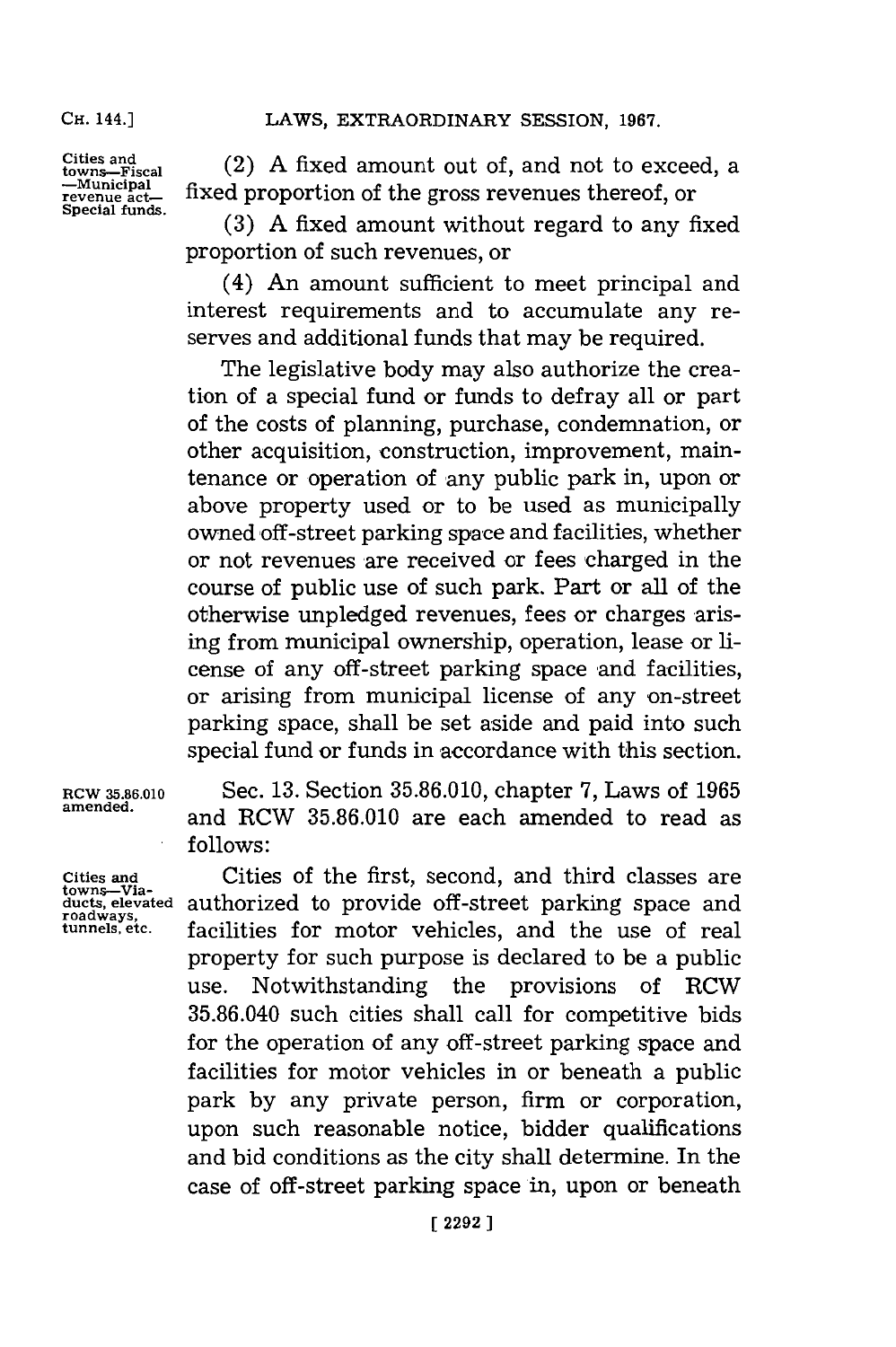Cities and towns—Fiscal—Municipal revenue act—Special funds.

(2) A fixed amount out of, and not to exceed, a fixed proportion of the gross revenues thereof, or

(3) A fixed amount without regard to any fixed proportion of such revenues, or

(4) An amount sufficient to meet principal and interest requirements and to accumulate any reserves and additional funds that may be required.

The legislative body may also authorize the creation of a special fund or funds to defray all or part of the costs of planning, purchase, condemnation, or other acquisition, construction, improvement, maintenance or operation of any public park in, upon or above property used or to be used as municipally owned off-street parking space and facilities, whether or not revenues are received or fees charged in the course of public use of such park. Part or all of the otherwise unpledged revenues, fees or charges arising from municipal ownership, operation, lease or license of any off-street parking space and facilities, or arising from municipal license of any on-street parking space, shall be set aside and paid into such special fund or funds in accordance with this section.

RCW 35.86.010 amended.

Sec. 13. Section 35.86.010, chapter 7, Laws of 1965 and RCW 35.86.010 are each amended to read as follows:

Cities and towns—Viaducts, elevated roadways, tunnels, etc.

Cities of the first, second, and third classes are authorized to provide off-street parking space and facilities for motor vehicles, and the use of real property for such purpose is declared to be a public use. Notwithstanding the provisions of RCW 35.86.040 such cities shall call for competitive bids for the operation of any off-street parking space and facilities for motor vehicles in or beneath a public park by any private person, firm or corporation, upon such reasonable notice, bidder qualifications and bid conditions as the city shall determine. In the case of off-street parking space in, upon or beneath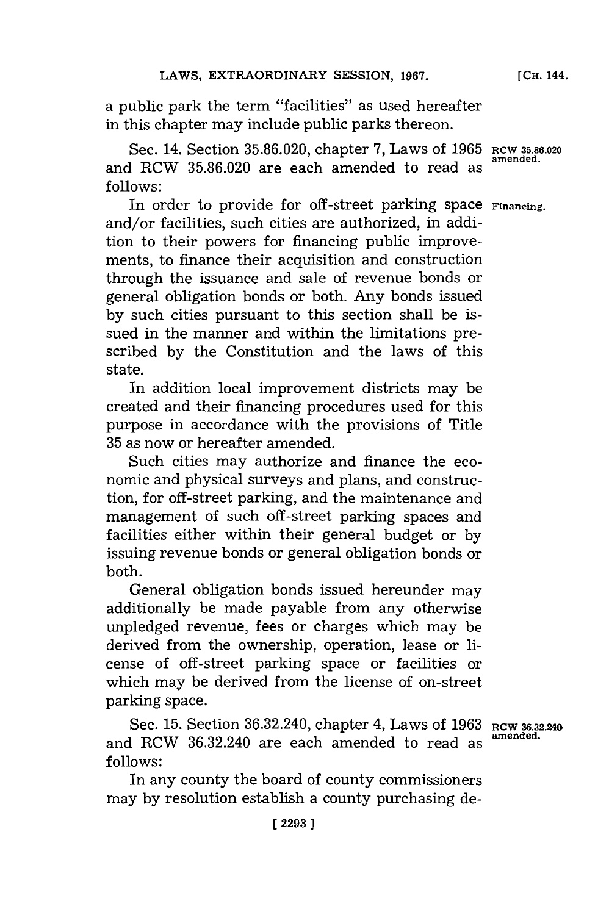a public park the term "facilities" as used hereafter in this chapter may include public parks thereon.

Sec. 14. Section 35.86.020, chapter 7, Laws of 1965 and RCW 35.86.020 are each amended to read as follows:

RCW 35.86.020 amended.

In order to provide for off-street parking space and/or facilities, such cities are authorized, in addition to their powers for financing public improvements, to finance their acquisition and construction through the issuance and sale of revenue bonds or general obligation bonds or both. Any bonds issued by such cities pursuant to this section shall be issued in the manner and within the limitations prescribed by the Constitution and the laws of this state.

Financing.

In addition local improvement districts may be created and their financing procedures used for this purpose in accordance with the provisions of Title 35 as now or hereafter amended.

Such cities may authorize and finance the economic and physical surveys and plans, and construction, for off-street parking, and the maintenance and management of such off-street parking spaces and facilities either within their general budget or by issuing revenue bonds or general obligation bonds or both.

General obligation bonds issued hereunder may additionally be made payable from any otherwise unpledged revenue, fees or charges which may be derived from the ownership, operation, lease or license of off-street parking space or facilities or which may be derived from the license of on-street parking space.

Sec. 15. Section 36.32.240, chapter 4, Laws of 1963 and RCW 36.32.240 are each amended to read as follows:

RCW 36.32.240 amended.

In any county the board of county commissioners may by resolution establish a county purchasing de-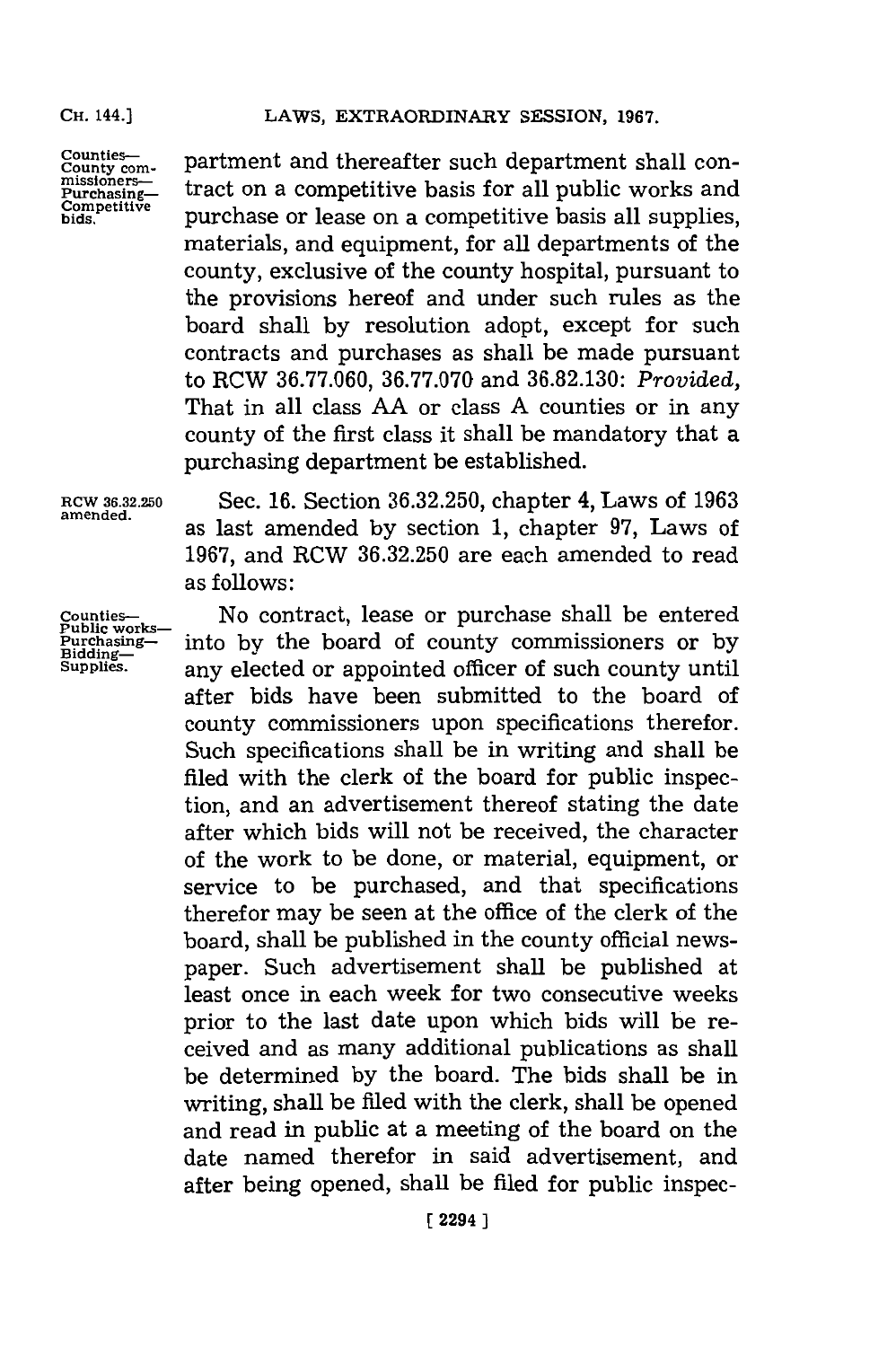partment and thereafter such department shall contract on a competitive basis for all public works and purchase or lease on a competitive basis all supplies, materials, and equipment, for all departments of the county, exclusive of the county hospital, pursuant to the provisions hereof and under such rules as the board shall by resolution adopt, except for such contracts and purchases as shall be made pursuant to RCW 36.77.060, 36.77.070 and 36.82.130: *Provided,* That in all class AA or class A counties or in any county of the first class it shall be mandatory that a purchasing department be established.

Counties—County commissioners—Purchasing—Competitive bids.

RCW 36.32.250 amended.

Sec. 16. Section 36.32.250, chapter 4, Laws of 1963 as last amended by section 1, chapter 97, Laws of 1967, and RCW 36.32.250 are each amended to read as follows:

Counties—Public works—Purchasing—Bidding—Supplies.

No contract, lease or purchase shall be entered into by the board of county commissioners or by any elected or appointed officer of such county until after bids have been submitted to the board of county commissioners upon specifications therefor. Such specifications shall be in writing and shall be filed with the clerk of the board for public inspection, and an advertisement thereof stating the date after which bids will not be received, the character of the work to be done, or material, equipment, or service to be purchased, and that specifications therefor may be seen at the office of the clerk of the board, shall be published in the county official newspaper. Such advertisement shall be published at least once in each week for two consecutive weeks prior to the last date upon which bids will be received and as many additional publications as shall be determined by the board. The bids shall be in writing, shall be filed with the clerk, shall be opened and read in public at a meeting of the board on the date named therefor in said advertisement, and after being opened, shall be filed for public inspec-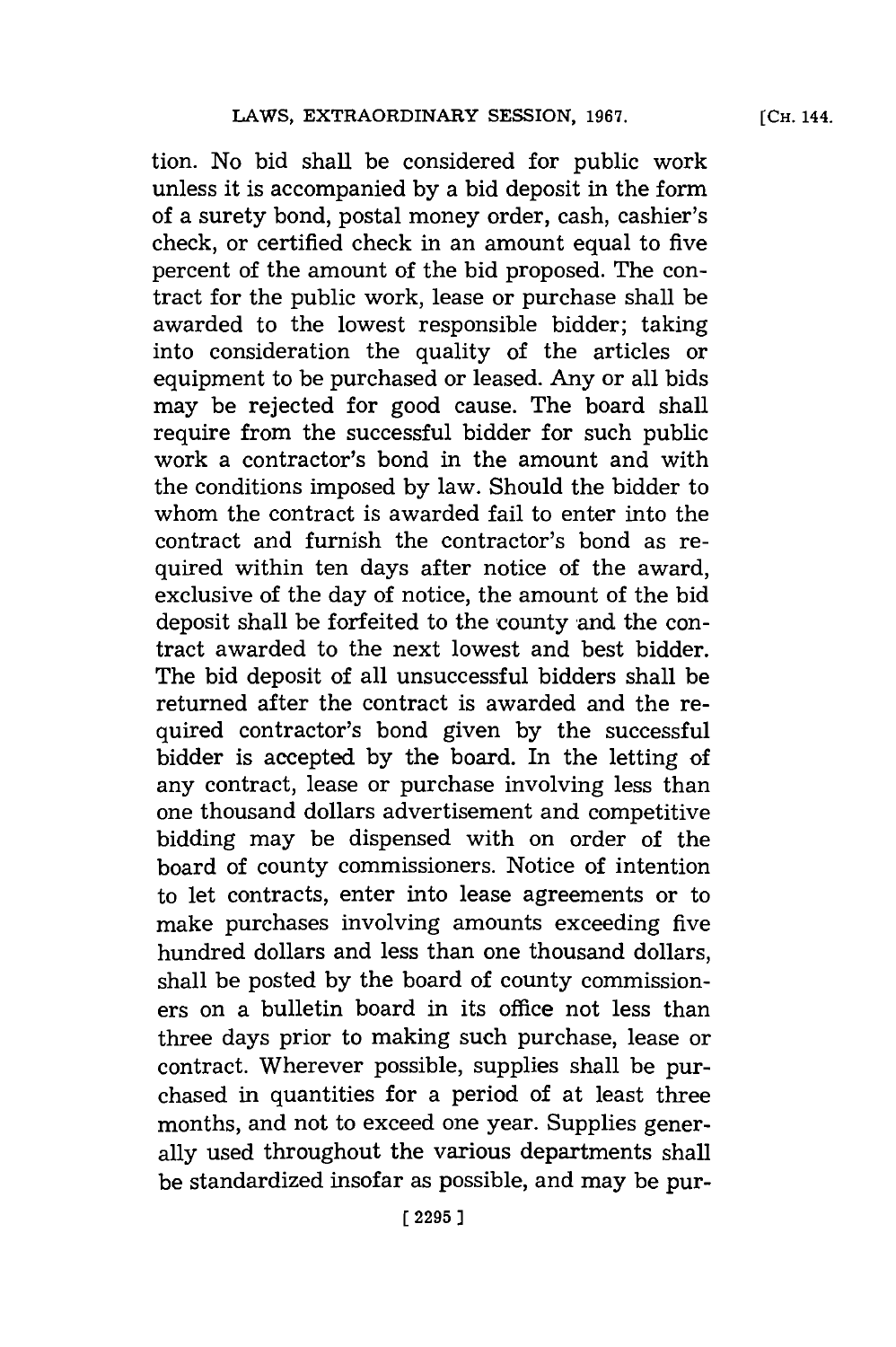tion. No bid shall be considered for public work unless it is accompanied by a bid deposit in the form of a surety bond, postal money order, cash, cashier's check, or certified check in an amount equal to five percent of the amount of the bid proposed. The contract for the public work, lease or purchase shall be awarded to the lowest responsible bidder; taking into consideration the quality of the articles or equipment to be purchased or leased. Any or all bids may be rejected for good cause. The board shall require from the successful bidder for such public work a contractor's bond in the amount and with the conditions imposed by law. Should the bidder to whom the contract is awarded fail to enter into the contract and furnish the contractor's bond as required within ten days after notice of the award, exclusive of the day of notice, the amount of the bid deposit shall be forfeited to the county and the contract awarded to the next lowest and best bidder. The bid deposit of all unsuccessful bidders shall be returned after the contract is awarded and the required contractor's bond given by the successful bidder is accepted by the board. In the letting of any contract, lease or purchase involving less than one thousand dollars advertisement and competitive bidding may be dispensed with on order of the board of county commissioners. Notice of intention to let contracts, enter into lease agreements or to make purchases involving amounts exceeding five hundred dollars and less than one thousand dollars, shall be posted by the board of county commissioners on a bulletin board in its office not less than three days prior to making such purchase, lease or contract. Wherever possible, supplies shall be purchased in quantities for a period of at least three months, and not to exceed one year. Supplies generally used throughout the various departments shall be standardized insofar as possible, and may be pur-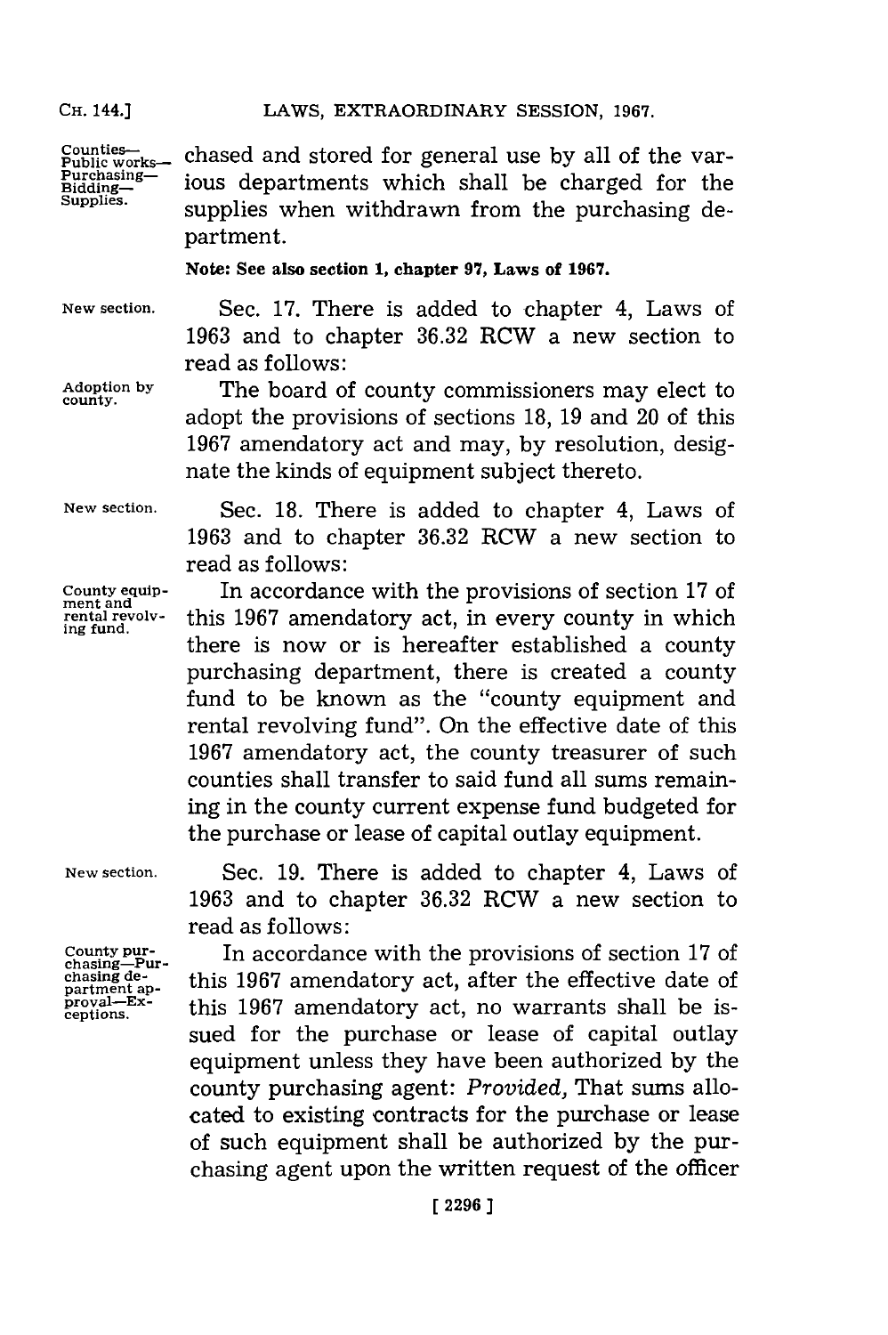chased and stored for general use by all of the various departments which shall be charged for the supplies when withdrawn from the purchasing department.

**Note: See also section 1, chapter 97, Laws of 1967.**

Sec. 17. There is added to chapter 4, Laws of 1963 and to chapter 36.32 RCW a new section to read as follows:

The board of county commissioners may elect to adopt the provisions of sections 18, 19 and 20 of this 1967 amendatory act and may, by resolution, designate the kinds of equipment subject thereto.

Sec. 18. There is added to chapter 4, Laws of 1963 and to chapter 36.32 RCW a new section to read as follows:

In accordance with the provisions of section 17 of this 1967 amendatory act, in every county in which there is now or is hereafter established a county purchasing department, there is created a county fund to be known as the "county equipment and rental revolving fund". On the effective date of this 1967 amendatory act, the county treasurer of such counties shall transfer to said fund all sums remaining in the county current expense fund budgeted for the purchase or lease of capital outlay equipment.

Sec. 19. There is added to chapter 4, Laws of 1963 and to chapter 36.32 RCW a new section to read as follows:

In accordance with the provisions of section 17 of this 1967 amendatory act, after the effective date of this 1967 amendatory act, no warrants shall be issued for the purchase or lease of capital outlay equipment unless they have been authorized by the county purchasing agent: *Provided,* That sums allocated to existing contracts for the purchase or lease of such equipment shall be authorized by the purchasing agent upon the written request of the officer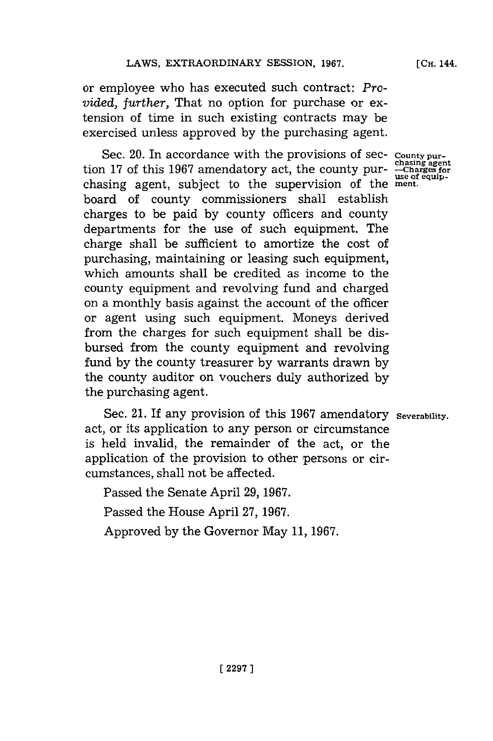or employee who has executed such contract: *Provided, further,* That no option for purchase or extension of time in such existing contracts may be exercised unless approved by the purchasing agent.

Sec. 20. In accordance with the provisions of section 17 of this 1967 amendatory act, the county purchasing agent, subject to the supervision of the board of county commissioners shall establish charges to be paid by county officers and county departments for the use of such equipment. The charge shall be sufficient to amortize the cost of purchasing, maintaining or leasing such equipment, which amounts shall be credited as income to the county equipment and revolving fund and charged on a monthly basis against the account of the officer or agent using such equipment. Moneys derived from the charges for such equipment shall be disbursed from the county equipment and revolving fund by the county treasurer by warrants drawn by the county auditor on vouchers duly authorized by the purchasing agent.

**County purchasing agent —Charges for use of equipment.**

Sec. 21. If any provision of this 1967 amendatory act, or its application to any person or circumstance is held invalid, the remainder of the act, or the application of the provision to other persons or circumstances, shall not be affected.

**Severability.**

Passed the Senate April 29, 1967.

Passed the House April 27, 1967.

Approved by the Governor May 11, 1967.